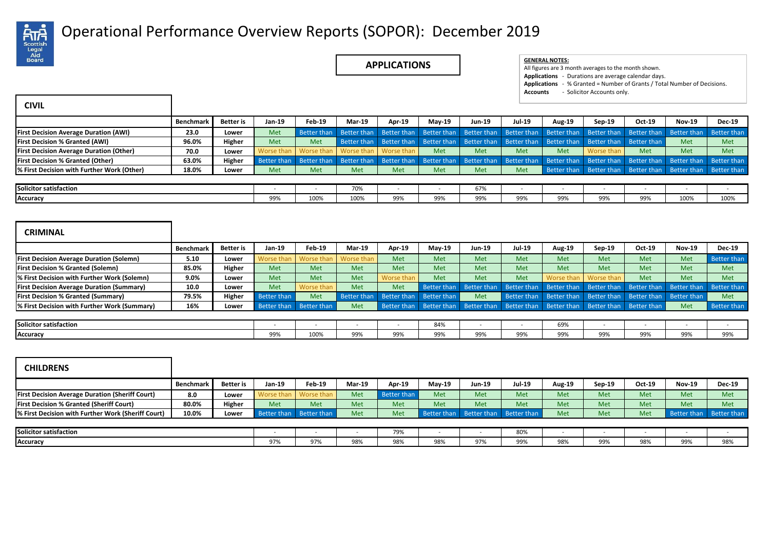# Operational Performance Overview Reports (SOPOR): December 2019

## APPLICATIONS

**GENERAL NOTES:**
All figures are 3 month averages to the month shown.
**Applications** - Durations are average calendar days.
**Applications** - % Granted = Number of Grants / Total Number of Decisions.
**Accounts** - Solicitor Accounts only.

### CIVIL

| | Benchmark | Better is | Jan-19 | Feb-19 | Mar-19 | Apr-19 | May-19 | Jun-19 | Jul-19 | Aug-19 | Sep-19 | Oct-19 | Nov-19 | Dec-19 |
|---|---|---|---|---|---|---|---|---|---|---|---|---|---|---|
| **First Decision Average Duration (AWI)** | **23.0** | **Lower** | Met | Better than | Better than | Better than | Better than | Better than | Better than | Better than | Better than | Better than | Better than | Better than |
| **First Decision % Granted (AWI)** | **96.0%** | **Higher** | Met | Met | Better than | Better than | Better than | Better than | Better than | Better than | Better than | Better than | Met | Met |
| **First Decision Average Duration (Other)** | **70.0** | **Lower** | Worse than | Worse than | Worse than | Worse than | Met | Met | Met | Met | Worse than | Met | Met | Met |
| **First Decision % Granted (Other)** | **63.0%** | **Higher** | Better than | Better than | Better than | Better than | Better than | Better than | Better than | Better than | Better than | Better than | Better than | Better than |
| **% First Decision with Further Work (Other)** | **18.0%** | **Lower** | Met | Met | Met | Met | Met | Met | Met | Better than | Better than | Better than | Better than | Better than |

| | Jan-19 | Feb-19 | Mar-19 | Apr-19 | May-19 | Jun-19 | Jul-19 | Aug-19 | Sep-19 | Oct-19 | Nov-19 | Dec-19 |
|---|---|---|---|---|---|---|---|---|---|---|---|---|
| **Solicitor satisfaction** | - | - | 70% | - | - | 67% | - | - | - | - | - | - |
| **Accuracy** | 99% | 100% | 100% | 99% | 99% | 99% | 99% | 99% | 99% | 99% | 100% | 100% |

### CRIMINAL

| | Benchmark | Better is | Jan-19 | Feb-19 | Mar-19 | Apr-19 | May-19 | Jun-19 | Jul-19 | Aug-19 | Sep-19 | Oct-19 | Nov-19 | Dec-19 |
|---|---|---|---|---|---|---|---|---|---|---|---|---|---|---|
| **First Decision Average Duration (Solemn)** | **5.10** | **Lower** | Worse than | Worse than | Worse than | Met | Met | Met | Met | Met | Met | Met | Met | Better than |
| **First Decision % Granted (Solemn)** | **85.0%** | **Higher** | Met | Met | Met | Met | Met | Met | Met | Met | Met | Met | Met | Met |
| **% First Decision with Further Work (Solemn)** | **9.0%** | **Lower** | Met | Met | Met | Worse than | Met | Met | Met | Worse than | Worse than | Met | Met | Met |
| **First Decision Average Duration (Summary)** | **10.0** | **Lower** | Met | Worse than | Met | Met | Better than | Better than | Better than | Better than | Better than | Better than | Better than | Better than |
| **First Decision % Granted (Summary)** | **79.5%** | **Higher** | Better than | Met | Better than | Better than | Better than | Met | Better than | Better than | Better than | Better than | Better than | Met |
| **% First Decision with Further Work (Summary)** | **16%** | **Lower** | Better than | Better than | Met | Better than | Better than | Better than | Better than | Better than | Better than | Better than | Met | Better than |

| | Jan-19 | Feb-19 | Mar-19 | Apr-19 | May-19 | Jun-19 | Jul-19 | Aug-19 | Sep-19 | Oct-19 | Nov-19 | Dec-19 |
|---|---|---|---|---|---|---|---|---|---|---|---|---|
| **Solicitor satisfaction** | - | - | - | - | 84% | - | - | 69% | - | - | - | - |
| **Accuracy** | 99% | 100% | 99% | 99% | 99% | 99% | 99% | 99% | 99% | 99% | 99% | 99% |

### CHILDRENS

| | Benchmark | Better is | Jan-19 | Feb-19 | Mar-19 | Apr-19 | May-19 | Jun-19 | Jul-19 | Aug-19 | Sep-19 | Oct-19 | Nov-19 | Dec-19 |
|---|---|---|---|---|---|---|---|---|---|---|---|---|---|---|
| **First Decision Average Duration (Sheriff Court)** | **8.0** | **Lower** | Worse than | Worse than | Met | Better than | Met | Met | Met | Met | Met | Met | Met | Met |
| **First Decision % Granted (Sheriff Court)** | **80.0%** | **Higher** | Met | Met | Met | Met | Met | Met | Met | Met | Met | Met | Met | Met |
| **% First Decision with Further Work (Sheriff Court)** | **10.0%** | **Lower** | Better than | Better than | Met | Met | Better than | Better than | Better than | Met | Met | Met | Better than | Better than |

| | Jan-19 | Feb-19 | Mar-19 | Apr-19 | May-19 | Jun-19 | Jul-19 | Aug-19 | Sep-19 | Oct-19 | Nov-19 | Dec-19 |
|---|---|---|---|---|---|---|---|---|---|---|---|---|
| **Solicitor satisfaction** | - | - | - | 79% | - | - | 80% | - | - | - | - | - |
| **Accuracy** | 97% | 97% | 98% | 98% | 98% | 97% | 99% | 98% | 99% | 98% | 99% | 98% |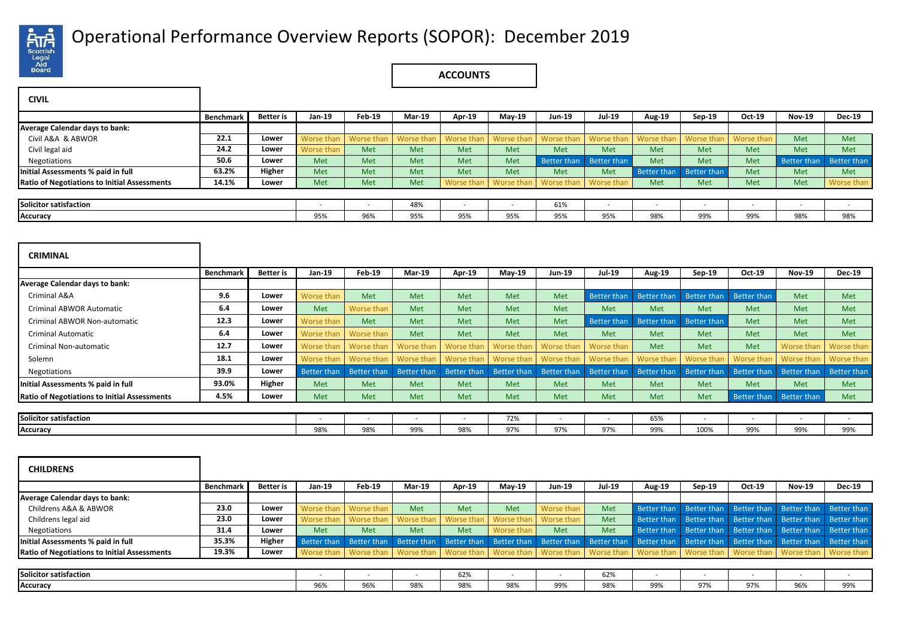# Operational Performance Overview Reports (SOPOR): December 2019

## ACCOUNTS

### CIVIL

| | Benchmark | Better is | Jan-19 | Feb-19 | Mar-19 | Apr-19 | May-19 | Jun-19 | Jul-19 | Aug-19 | Sep-19 | Oct-19 | Nov-19 | Dec-19 |
|---|---|---|---|---|---|---|---|---|---|---|---|---|---|---|
| **Average Calendar days to bank:** | | | | | | | | | | | | | | |
| Civil A&A & ABWOR | 22.1 | Lower | Worse than | Worse than | Worse than | Worse than | Worse than | Worse than | Worse than | Worse than | Worse than | Worse than | Met | Met |
| Civil legal aid | 24.2 | Lower | Worse than | Met | Met | Met | Met | Met | Met | Met | Met | Met | Met | Met |
| Negotiations | 50.6 | Lower | Met | Met | Met | Met | Met | Better than | Better than | Met | Met | Met | Better than | Better than |
| **Initial Assessments % paid in full** | 63.2% | Higher | Met | Met | Met | Met | Met | Met | Met | Better than | Better than | Met | Met | Met |
| **Ratio of Negotiations to Initial Assessments** | 14.1% | Lower | Met | Met | Met | Worse than | Worse than | Worse than | Worse than | Met | Met | Met | Met | Worse than |

| | Jan-19 | Feb-19 | Mar-19 | Apr-19 | May-19 | Jun-19 | Jul-19 | Aug-19 | Sep-19 | Oct-19 | Nov-19 | Dec-19 |
|---|---|---|---|---|---|---|---|---|---|---|---|---|
| **Solicitor satisfaction** | - | - | 48% | - | - | 61% | - | - | - | - | - | - |
| **Accuracy** | 95% | 96% | 95% | 95% | 95% | 95% | 95% | 98% | 99% | 99% | 98% | 98% |

### CRIMINAL

| | Benchmark | Better is | Jan-19 | Feb-19 | Mar-19 | Apr-19 | May-19 | Jun-19 | Jul-19 | Aug-19 | Sep-19 | Oct-19 | Nov-19 | Dec-19 |
|---|---|---|---|---|---|---|---|---|---|---|---|---|---|---|
| **Average Calendar days to bank:** | | | | | | | | | | | | | | |
| Criminal A&A | 9.6 | Lower | Worse than | Met | Met | Met | Met | Met | Better than | Better than | Better than | Better than | Met | Met |
| Criminal ABWOR Automatic | 6.4 | Lower | Met | Worse than | Met | Met | Met | Met | Met | Met | Met | Met | Met | Met |
| Criminal ABWOR Non-automatic | 12.3 | Lower | Worse than | Met | Met | Met | Met | Met | Better than | Better than | Better than | Met | Met | Met |
| Criminal Automatic | 6.4 | Lower | Worse than | Worse than | Met | Met | Met | Met | Met | Met | Met | Met | Met | Met |
| Criminal Non-automatic | 12.7 | Lower | Worse than | Worse than | Worse than | Worse than | Worse than | Worse than | Worse than | Met | Met | Met | Worse than | Worse than |
| Solemn | 18.1 | Lower | Worse than | Worse than | Worse than | Worse than | Worse than | Worse than | Worse than | Worse than | Worse than | Worse than | Worse than | Worse than |
| Negotiations | 39.9 | Lower | Better than | Better than | Better than | Better than | Better than | Better than | Better than | Better than | Better than | Better than | Better than | Better than |
| **Initial Assessments % paid in full** | 93.0% | Higher | Met | Met | Met | Met | Met | Met | Met | Met | Met | Met | Met | Met |
| **Ratio of Negotiations to Initial Assessments** | 4.5% | Lower | Met | Met | Met | Met | Met | Met | Met | Met | Met | Better than | Better than | Met |

| | Jan-19 | Feb-19 | Mar-19 | Apr-19 | May-19 | Jun-19 | Jul-19 | Aug-19 | Sep-19 | Oct-19 | Nov-19 | Dec-19 |
|---|---|---|---|---|---|---|---|---|---|---|---|---|
| **Solicitor satisfaction** | - | - | - | - | 72% | - | - | 65% | - | - | - | - |
| **Accuracy** | 98% | 98% | 99% | 98% | 97% | 97% | 97% | 99% | 100% | 99% | 99% | 99% |

### CHILDRENS

| | Benchmark | Better is | Jan-19 | Feb-19 | Mar-19 | Apr-19 | May-19 | Jun-19 | Jul-19 | Aug-19 | Sep-19 | Oct-19 | Nov-19 | Dec-19 |
|---|---|---|---|---|---|---|---|---|---|---|---|---|---|---|
| **Average Calendar days to bank:** | | | | | | | | | | | | | | |
| Childrens A&A & ABWOR | 23.0 | Lower | Worse than | Worse than | Met | Met | Met | Worse than | Met | Better than | Better than | Better than | Better than | Better than |
| Childrens legal aid | 23.0 | Lower | Worse than | Worse than | Worse than | Worse than | Worse than | Worse than | Met | Better than | Better than | Better than | Better than | Better than |
| Negotiations | 31.4 | Lower | Met | Met | Met | Met | Worse than | Met | Met | Better than | Better than | Better than | Better than | Better than |
| **Initial Assessments % paid in full** | 35.3% | Higher | Better than | Better than | Better than | Better than | Better than | Better than | Better than | Better than | Better than | Better than | Better than | Better than |
| **Ratio of Negotiations to Initial Assessments** | 19.3% | Lower | Worse than | Worse than | Worse than | Worse than | Worse than | Worse than | Worse than | Worse than | Worse than | Worse than | Worse than | Worse than |

| | Jan-19 | Feb-19 | Mar-19 | Apr-19 | May-19 | Jun-19 | Jul-19 | Aug-19 | Sep-19 | Oct-19 | Nov-19 | Dec-19 |
|---|---|---|---|---|---|---|---|---|---|---|---|---|
| **Solicitor satisfaction** | - | - | - | 62% | - | - | 62% | - | - | - | - | - |
| **Accuracy** | 96% | 96% | 98% | 98% | 98% | 99% | 98% | 99% | 97% | 97% | 96% | 99% |